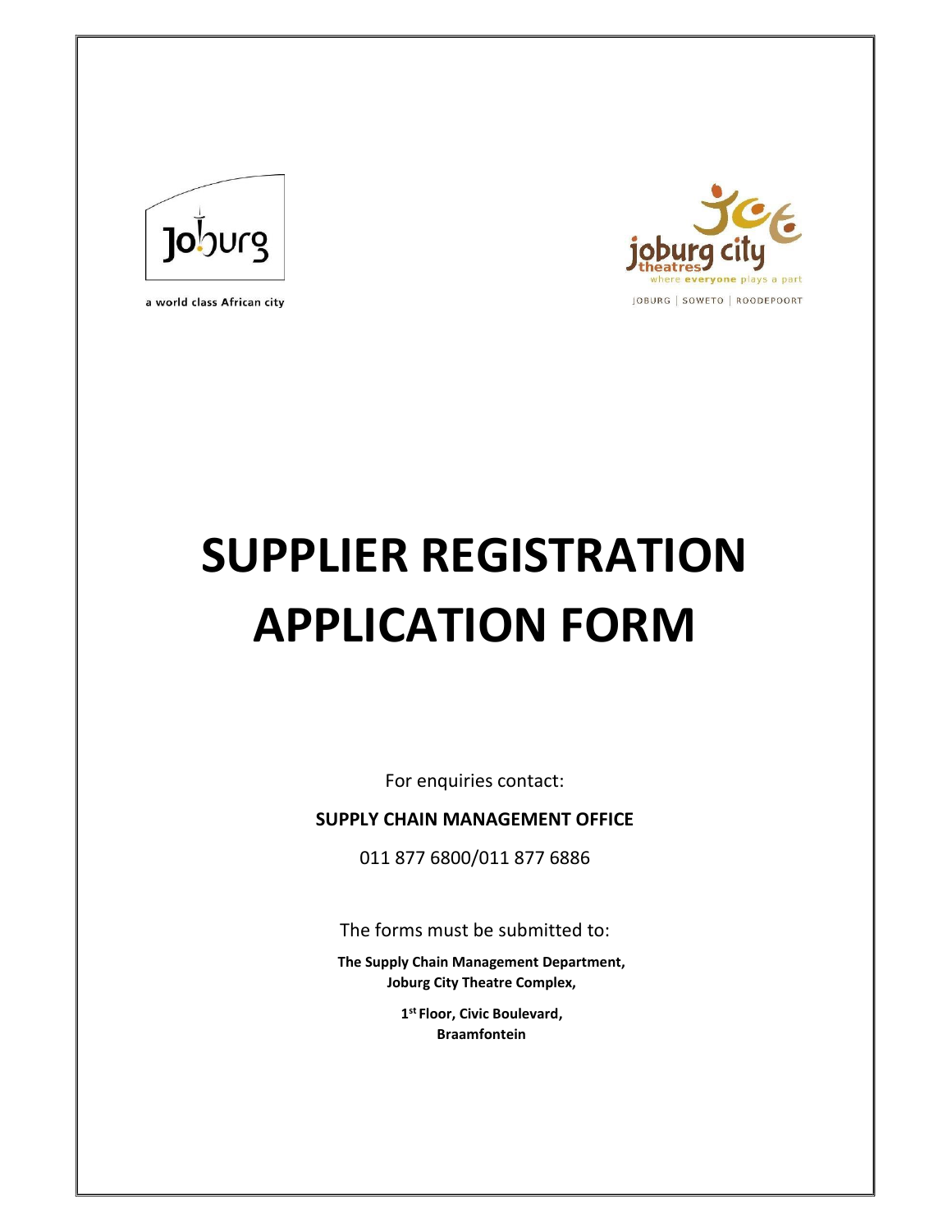a world class African city

JOBURG | SOWETO | ROODEPOORT

# SUPPLIER REGISTRATION APPLICATION FORM

For enquiries contact:

**SUPPLY CHAIN MANAGEMENT OFFICE**

011 877 6800/011 877 6886

The forms must be submitted to:

**The Supply Chain Management Department,**
**Joburg City Theatre Complex,**

**1st Floor, Civic Boulevard,**
**Braamfontein**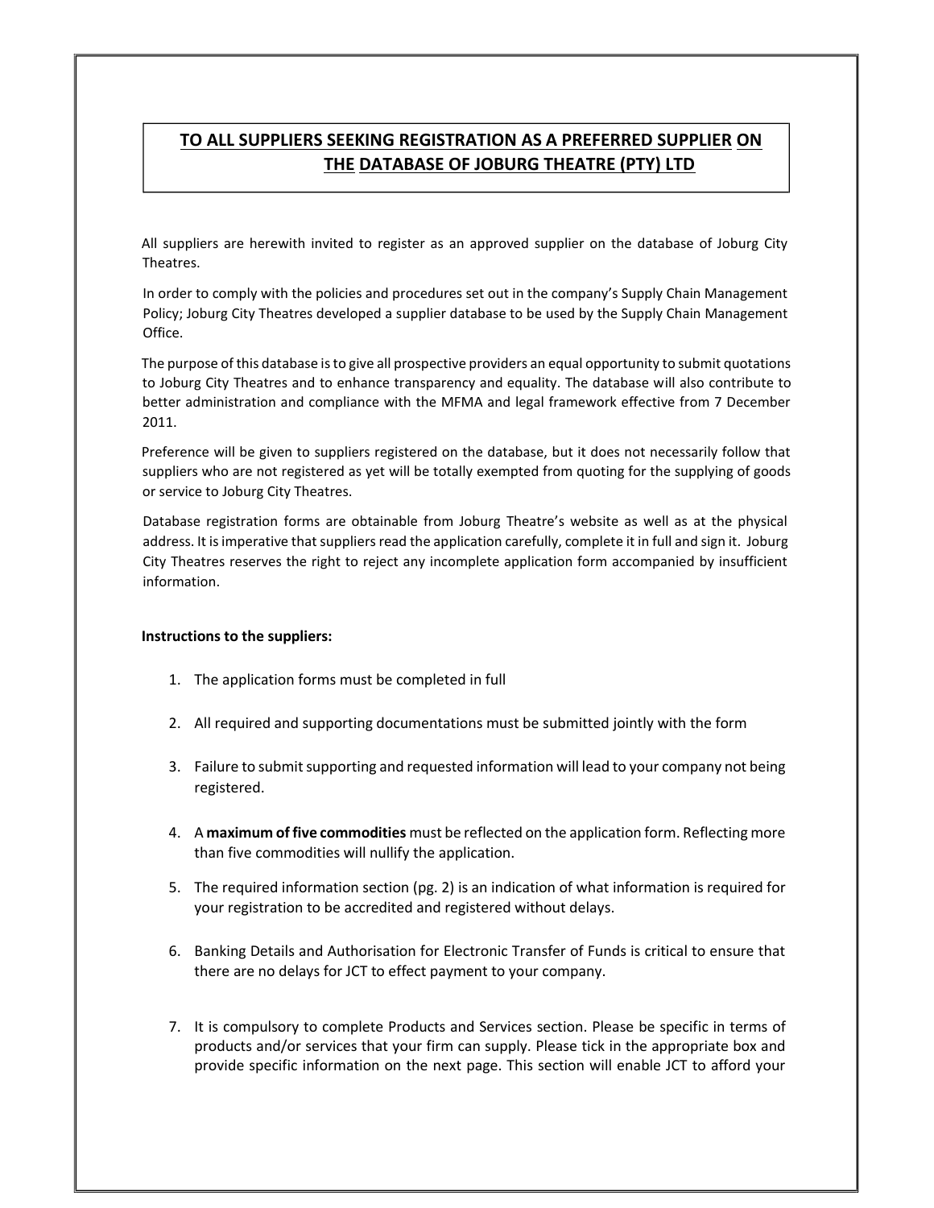## TO ALL SUPPLIERS SEEKING REGISTRATION AS A PREFERRED SUPPLIER ON THE DATABASE OF JOBURG THEATRE (PTY) LTD

All suppliers are herewith invited to register as an approved supplier on the database of Joburg City Theatres.

In order to comply with the policies and procedures set out in the company's Supply Chain Management Policy; Joburg City Theatres developed a supplier database to be used by the Supply Chain Management Office.

The purpose of this database is to give all prospective providers an equal opportunity to submit quotations to Joburg City Theatres and to enhance transparency and equality. The database will also contribute to better administration and compliance with the MFMA and legal framework effective from 7 December 2011.

Preference will be given to suppliers registered on the database, but it does not necessarily follow that suppliers who are not registered as yet will be totally exempted from quoting for the supplying of goods or service to Joburg City Theatres.

Database registration forms are obtainable from Joburg Theatre's website as well as at the physical address. It is imperative that suppliers read the application carefully, complete it in full and sign it. Joburg City Theatres reserves the right to reject any incomplete application form accompanied by insufficient information.

**Instructions to the suppliers:**

1. The application forms must be completed in full
2. All required and supporting documentations must be submitted jointly with the form
3. Failure to submit supporting and requested information will lead to your company not being registered.
4. A **maximum of five commodities** must be reflected on the application form. Reflecting more than five commodities will nullify the application.
5. The required information section (pg. 2) is an indication of what information is required for your registration to be accredited and registered without delays.
6. Banking Details and Authorisation for Electronic Transfer of Funds is critical to ensure that there are no delays for JCT to effect payment to your company.
7. It is compulsory to complete Products and Services section. Please be specific in terms of products and/or services that your firm can supply. Please tick in the appropriate box and provide specific information on the next page. This section will enable JCT to afford your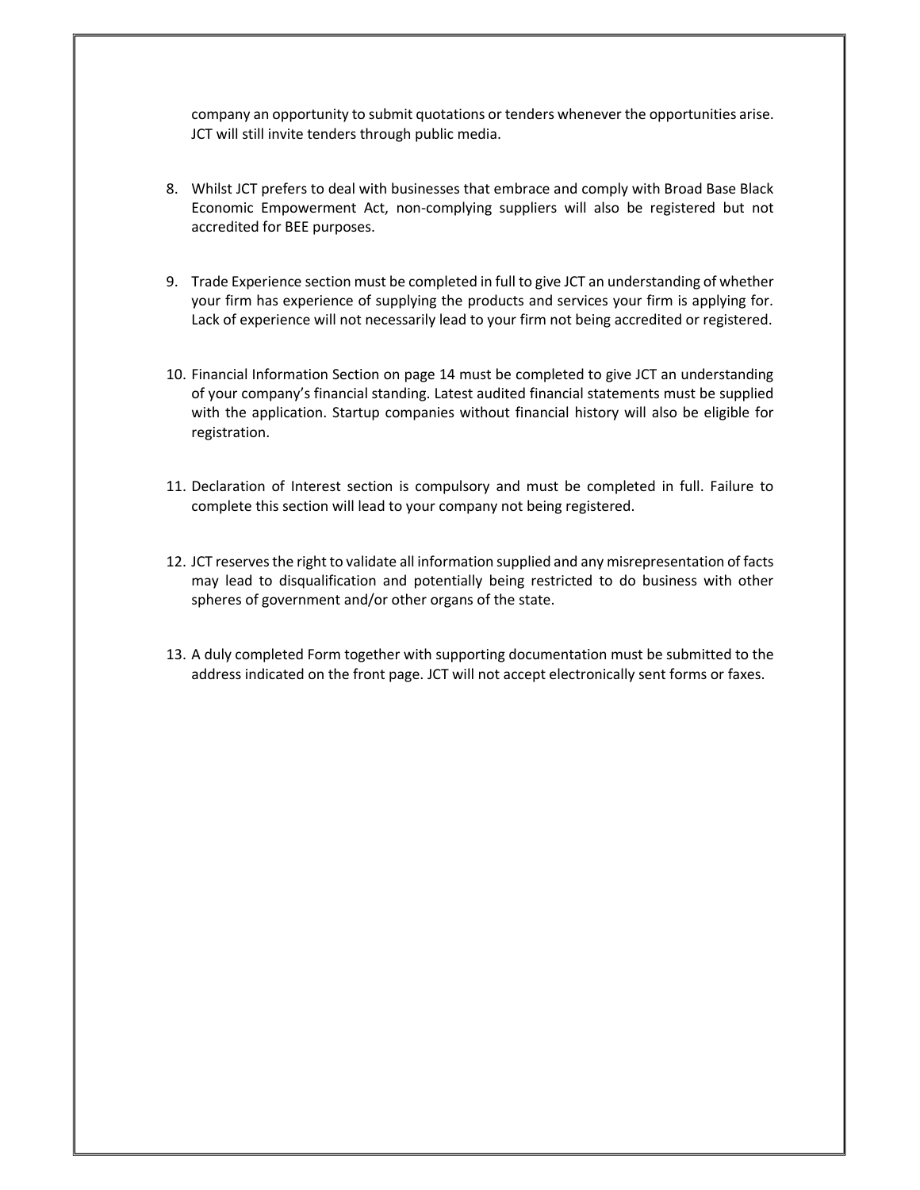company an opportunity to submit quotations or tenders whenever the opportunities arise. JCT will still invite tenders through public media.

8. Whilst JCT prefers to deal with businesses that embrace and comply with Broad Base Black Economic Empowerment Act, non-complying suppliers will also be registered but not accredited for BEE purposes.

9. Trade Experience section must be completed in full to give JCT an understanding of whether your firm has experience of supplying the products and services your firm is applying for. Lack of experience will not necessarily lead to your firm not being accredited or registered.

10. Financial Information Section on page 14 must be completed to give JCT an understanding of your company's financial standing. Latest audited financial statements must be supplied with the application. Startup companies without financial history will also be eligible for registration.

11. Declaration of Interest section is compulsory and must be completed in full. Failure to complete this section will lead to your company not being registered.

12. JCT reserves the right to validate all information supplied and any misrepresentation of facts may lead to disqualification and potentially being restricted to do business with other spheres of government and/or other organs of the state.

13. A duly completed Form together with supporting documentation must be submitted to the address indicated on the front page. JCT will not accept electronically sent forms or faxes.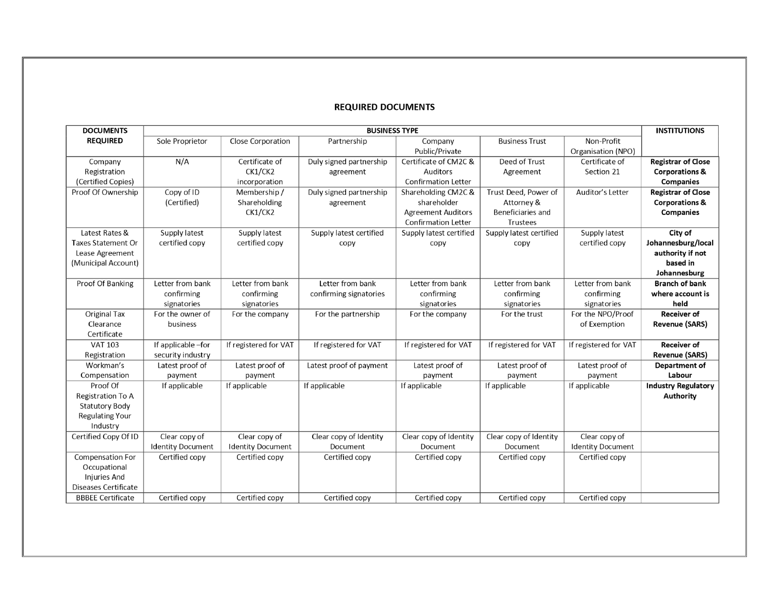## REQUIRED DOCUMENTS

| DOCUMENTS REQUIRED | BUSINESS TYPE | | | | | | INSTITUTIONS |
|---|---|---|---|---|---|---|---|
| | Sole Proprietor | Close Corporation | Partnership | Company Public/Private | Business Trust | Non-Profit Organisation (NPO) | |
| Company Registration (Certified Copies) | N/A | Certificate of CK1/CK2 incorporation | Duly signed partnership agreement | Certificate of CM2C & Auditors Confirmation Letter | Deed of Trust Agreement | Certificate of Section 21 | **Registrar of Close Corporations & Companies** |
| Proof Of Ownership | Copy of ID (Certified) | Membership / Shareholding CK1/CK2 | Duly signed partnership agreement | Shareholding CM2C & shareholder Agreement Auditors Confirmation Letter | Trust Deed, Power of Attorney & Beneficiaries and Trustees | Auditor's Letter | **Registrar of Close Corporations & Companies** |
| Latest Rates & Taxes Statement Or Lease Agreement (Municipal Account) | Supply latest certified copy | Supply latest certified copy | Supply latest certified copy | Supply latest certified copy | Supply latest certified copy | Supply latest certified copy | **City of Johannesburg/local authority if not based in Johannesburg** |
| Proof Of Banking | Letter from bank confirming signatories | Letter from bank confirming signatories | Letter from bank confirming signatories | Letter from bank confirming signatories | Letter from bank confirming signatories | Letter from bank confirming signatories | **Branch of bank where account is held** |
| Original Tax Clearance Certificate | For the owner of business | For the company | For the partnership | For the company | For the trust | For the NPO/Proof of Exemption | **Receiver of Revenue (SARS)** |
| VAT 103 Registration | If applicable –for security industry | If registered for VAT | If registered for VAT | If registered for VAT | If registered for VAT | If registered for VAT | **Receiver of Revenue (SARS)** |
| Workman's Compensation | Latest proof of payment | Latest proof of payment | Latest proof of payment | Latest proof of payment | Latest proof of payment | Latest proof of payment | **Department of Labour** |
| Proof Of Registration To A Statutory Body Regulating Your Industry | If applicable | If applicable | If applicable | If applicable | If applicable | If applicable | **Industry Regulatory Authority** |
| Certified Copy Of ID | Clear copy of Identity Document | Clear copy of Identity Document | Clear copy of Identity Document | Clear copy of Identity Document | Clear copy of Identity Document | Clear copy of Identity Document | |
| Compensation For Occupational Injuries And Diseases Certificate | Certified copy | Certified copy | Certified copy | Certified copy | Certified copy | Certified copy | |
| BBBEE Certificate | Certified copy | Certified copy | Certified copy | Certified copy | Certified copy | Certified copy | |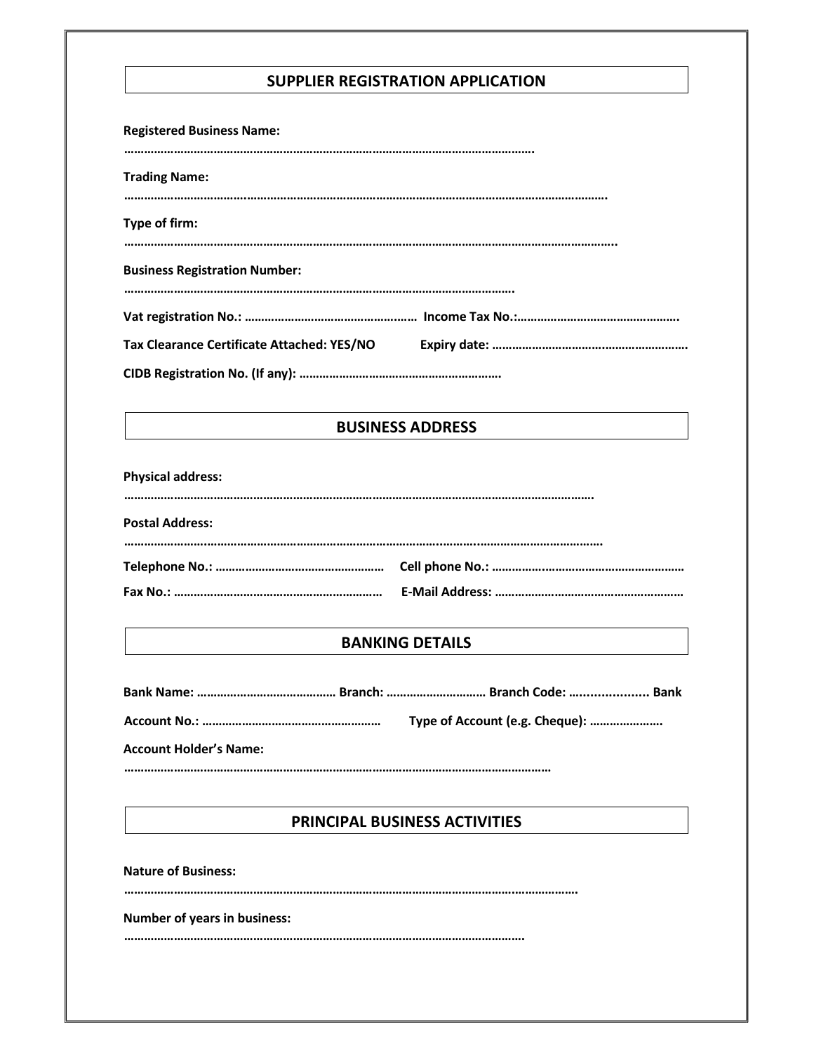## SUPPLIER REGISTRATION APPLICATION

**Registered Business Name:**
………………………………………………………………………………………………………………

**Trading Name:**
……………………………………………………………………………………………………………………………………

**Type of firm:**
……………………………………………………………………………………………………………………………………..

**Business Registration Number:**
……………………………………………………………………………………………………….

**Vat registration No.:** ……………………………………………… **Income Tax No.:**………………………………………….

**Tax Clearance Certificate Attached: YES/NO** **Expiry date:** …………………………….………………………

**CIDB Registration No. (If any):** ……………………………………………………

## BUSINESS ADDRESS

**Physical address:**
……………………………………………………………………………………………………………………………….

**Postal Address:**
………………………………………………………………………………………………………………………………….

**Telephone No.:** …………………………………………… **Cell phone No.:** ……………………………………………………

**Fax No.:** ……………………………………………………… **E-Mail Address:** …………………………………………………

## BANKING DETAILS

**Bank Name:** …………………………………… **Branch:** ………………………… **Branch Code:** ...................... **Bank Account No.:** ……………………………………………… **Type of Account (e.g. Cheque):** ………………….

**Account Holder's Name:**
……………………………………………………………………………………………………………

## PRINCIPAL BUSINESS ACTIVITIES

**Nature of Business:**
………………………………………………………………………………………………………………………………

**Number of years in business:**
…………………………………………………………………………………………………………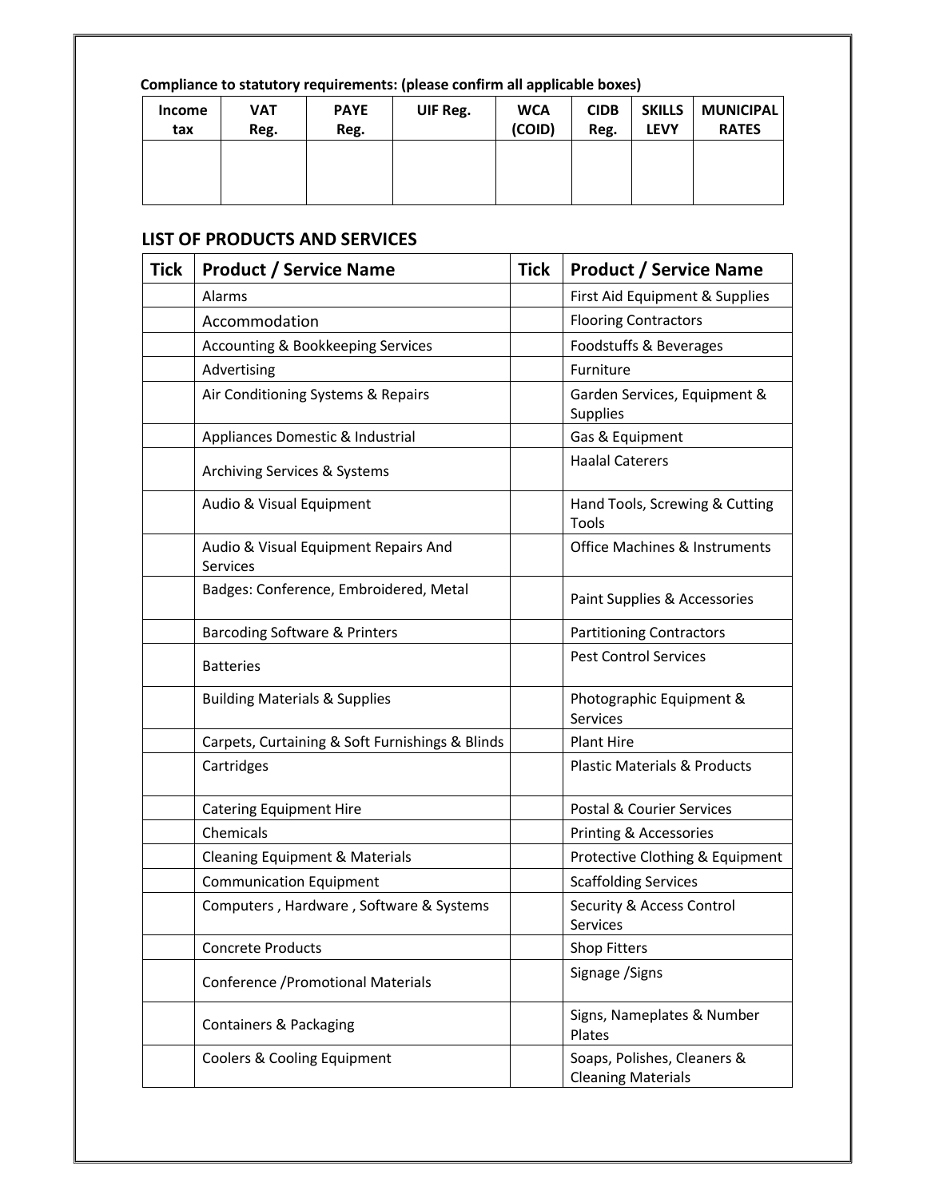**Compliance to statutory requirements: (please confirm all applicable boxes)**

| Income tax | VAT Reg. | PAYE Reg. | UIF Reg. | WCA (COID) | CIDB Reg. | SKILLS LEVY | MUNICIPAL RATES |
|---|---|---|---|---|---|---|---|
| | | | | | | | |

## LIST OF PRODUCTS AND SERVICES

| Tick | Product / Service Name | Tick | Product / Service Name |
|---|---|---|---|
| | Alarms | | First Aid Equipment & Supplies |
| | Accommodation | | Flooring Contractors |
| | Accounting & Bookkeeping Services | | Foodstuffs & Beverages |
| | Advertising | | Furniture |
| | Air Conditioning Systems & Repairs | | Garden Services, Equipment & Supplies |
| | Appliances Domestic & Industrial | | Gas & Equipment |
| | Archiving Services & Systems | | Haalal Caterers |
| | Audio & Visual Equipment | | Hand Tools, Screwing & Cutting Tools |
| | Audio & Visual Equipment Repairs And Services | | Office Machines & Instruments |
| | Badges: Conference, Embroidered, Metal | | Paint Supplies & Accessories |
| | Barcoding Software & Printers | | Partitioning Contractors |
| | Batteries | | Pest Control Services |
| | Building Materials & Supplies | | Photographic Equipment & Services |
| | Carpets, Curtaining & Soft Furnishings & Blinds | | Plant Hire |
| | Cartridges | | Plastic Materials & Products |
| | Catering Equipment Hire | | Postal & Courier Services |
| | Chemicals | | Printing & Accessories |
| | Cleaning Equipment & Materials | | Protective Clothing & Equipment |
| | Communication Equipment | | Scaffolding Services |
| | Computers , Hardware , Software & Systems | | Security & Access Control Services |
| | Concrete Products | | Shop Fitters |
| | Conference /Promotional Materials | | Signage /Signs |
| | Containers & Packaging | | Signs, Nameplates & Number Plates |
| | Coolers & Cooling Equipment | | Soaps, Polishes, Cleaners & Cleaning Materials |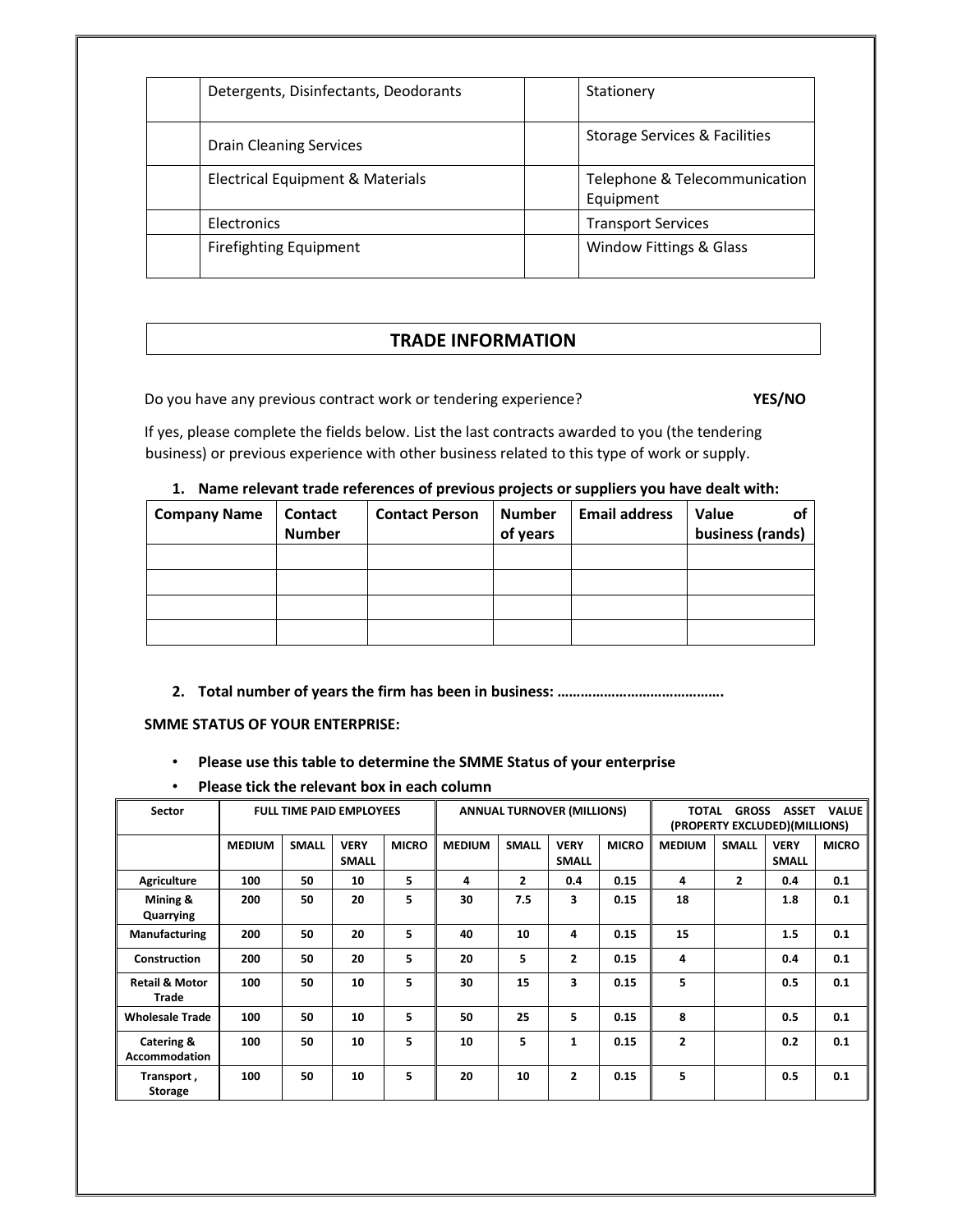| | Detergents, Disinfectants, Deodorants | | Stationery |
|---|---|---|---|
| | Drain Cleaning Services | | Storage Services & Facilities |
| | Electrical Equipment & Materials | | Telephone & Telecommunication Equipment |
| | Electronics | | Transport Services |
| | Firefighting Equipment | | Window Fittings & Glass |

## TRADE INFORMATION

Do you have any previous contract work or tendering experience? **YES/NO**

If yes, please complete the fields below. List the last contracts awarded to you (the tendering business) or previous experience with other business related to this type of work or supply.

1. **Name relevant trade references of previous projects or suppliers you have dealt with:**

| Company Name | Contact Number | Contact Person | Number of years | Email address | Value of business (rands) |
|---|---|---|---|---|---|
| | | | | | |
| | | | | | |
| | | | | | |
| | | | | | |

2. **Total number of years the firm has been in business: …………………………………….**

**SMME STATUS OF YOUR ENTERPRISE:**

- **Please use this table to determine the SMME Status of your enterprise**
- **Please tick the relevant box in each column**

| Sector | FULL TIME PAID EMPLOYEES | | | | ANNUAL TURNOVER (MILLIONS) | | | | TOTAL GROSS ASSET VALUE (PROPERTY EXCLUDED)(MILLIONS) | | | |
|---|---|---|---|---|---|---|---|---|---|---|---|---|
| | MEDIUM | SMALL | VERY SMALL | MICRO | MEDIUM | SMALL | VERY SMALL | MICRO | MEDIUM | SMALL | VERY SMALL | MICRO |
| Agriculture | 100 | 50 | 10 | 5 | 4 | 2 | 0.4 | 0.15 | 4 | 2 | 0.4 | 0.1 |
| Mining & Quarrying | 200 | 50 | 20 | 5 | 30 | 7.5 | 3 | 0.15 | 18 | | 1.8 | 0.1 |
| Manufacturing | 200 | 50 | 20 | 5 | 40 | 10 | 4 | 0.15 | 15 | | 1.5 | 0.1 |
| Construction | 200 | 50 | 20 | 5 | 20 | 5 | 2 | 0.15 | 4 | | 0.4 | 0.1 |
| Retail & Motor Trade | 100 | 50 | 10 | 5 | 30 | 15 | 3 | 0.15 | 5 | | 0.5 | 0.1 |
| Wholesale Trade | 100 | 50 | 10 | 5 | 50 | 25 | 5 | 0.15 | 8 | | 0.5 | 0.1 |
| Catering & Accommodation | 100 | 50 | 10 | 5 | 10 | 5 | 1 | 0.15 | 2 | | 0.2 | 0.1 |
| Transport , Storage | 100 | 50 | 10 | 5 | 20 | 10 | 2 | 0.15 | 5 | | 0.5 | 0.1 |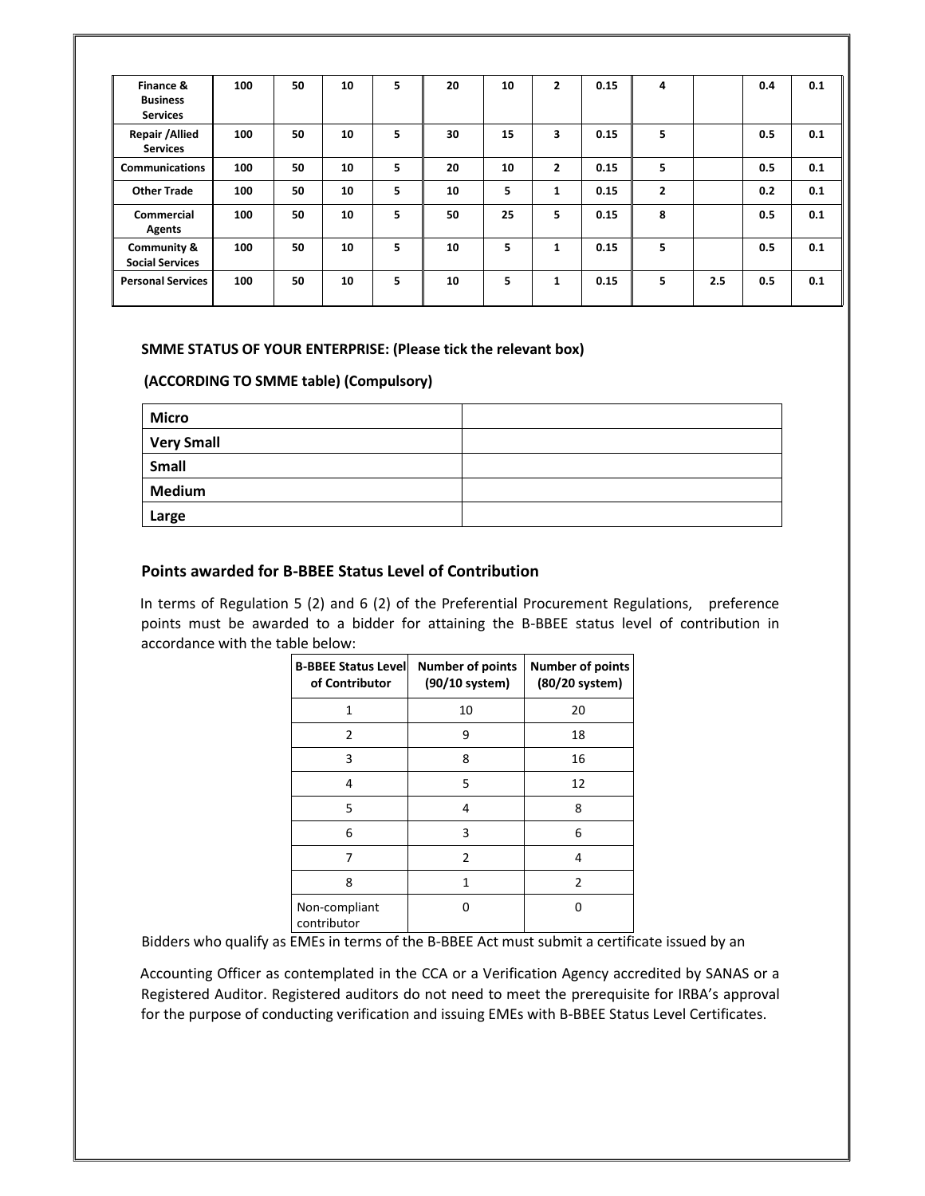| Finance & Business Services | 100 | 50 | 10 | 5 | 20 | 10 | 2 | 0.15 | 4 | | 0.4 | 0.1 |
|---|---|---|---|---|---|---|---|---|---|---|---|---|
| Repair /Allied Services | 100 | 50 | 10 | 5 | 30 | 15 | 3 | 0.15 | 5 | | 0.5 | 0.1 |
| Communications | 100 | 50 | 10 | 5 | 20 | 10 | 2 | 0.15 | 5 | | 0.5 | 0.1 |
| Other Trade | 100 | 50 | 10 | 5 | 10 | 5 | 1 | 0.15 | 2 | | 0.2 | 0.1 |
| Commercial Agents | 100 | 50 | 10 | 5 | 50 | 25 | 5 | 0.15 | 8 | | 0.5 | 0.1 |
| Community & Social Services | 100 | 50 | 10 | 5 | 10 | 5 | 1 | 0.15 | 5 | | 0.5 | 0.1 |
| Personal Services | 100 | 50 | 10 | 5 | 10 | 5 | 1 | 0.15 | 5 | 2.5 | 0.5 | 0.1 |

**SMME STATUS OF YOUR ENTERPRISE: (Please tick the relevant box)**

**(ACCORDING TO SMME table) (Compulsory)**

| Micro | |
|---|---|
| Very Small | |
| Small | |
| Medium | |
| Large | |

## Points awarded for B-BBEE Status Level of Contribution

In terms of Regulation 5 (2) and 6 (2) of the Preferential Procurement Regulations, preference points must be awarded to a bidder for attaining the B-BBEE status level of contribution in accordance with the table below:

| B-BBEE Status Level of Contributor | Number of points (90/10 system) | Number of points (80/20 system) |
|---|---|---|
| 1 | 10 | 20 |
| 2 | 9 | 18 |
| 3 | 8 | 16 |
| 4 | 5 | 12 |
| 5 | 4 | 8 |
| 6 | 3 | 6 |
| 7 | 2 | 4 |
| 8 | 1 | 2 |
| Non-compliant contributor | 0 | 0 |

Bidders who qualify as EMEs in terms of the B-BBEE Act must submit a certificate issued by an

Accounting Officer as contemplated in the CCA or a Verification Agency accredited by SANAS or a Registered Auditor. Registered auditors do not need to meet the prerequisite for IRBA's approval for the purpose of conducting verification and issuing EMEs with B-BBEE Status Level Certificates.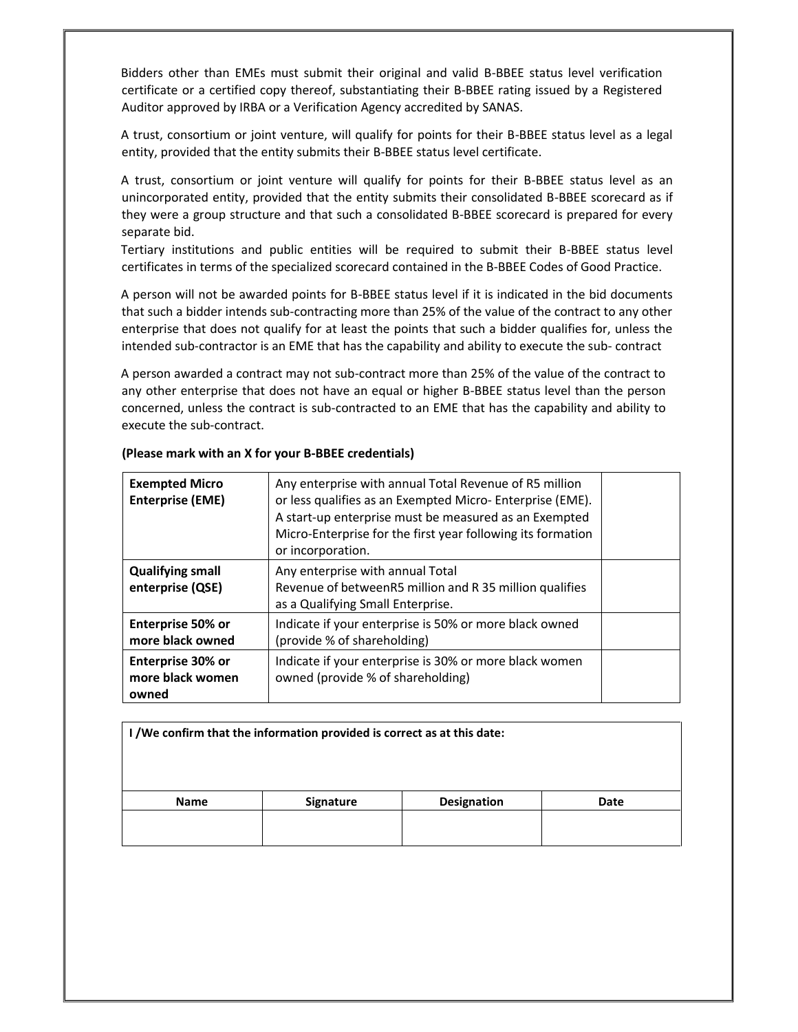Bidders other than EMEs must submit their original and valid B-BBEE status level verification certificate or a certified copy thereof, substantiating their B-BBEE rating issued by a Registered Auditor approved by IRBA or a Verification Agency accredited by SANAS.

A trust, consortium or joint venture, will qualify for points for their B-BBEE status level as a legal entity, provided that the entity submits their B-BBEE status level certificate.

A trust, consortium or joint venture will qualify for points for their B-BBEE status level as an unincorporated entity, provided that the entity submits their consolidated B-BBEE scorecard as if they were a group structure and that such a consolidated B-BBEE scorecard is prepared for every separate bid.

Tertiary institutions and public entities will be required to submit their B-BBEE status level certificates in terms of the specialized scorecard contained in the B-BBEE Codes of Good Practice.

A person will not be awarded points for B-BBEE status level if it is indicated in the bid documents that such a bidder intends sub-contracting more than 25% of the value of the contract to any other enterprise that does not qualify for at least the points that such a bidder qualifies for, unless the intended sub-contractor is an EME that has the capability and ability to execute the sub- contract

A person awarded a contract may not sub-contract more than 25% of the value of the contract to any other enterprise that does not have an equal or higher B-BBEE status level than the person concerned, unless the contract is sub-contracted to an EME that has the capability and ability to execute the sub-contract.

**(Please mark with an X for your B-BBEE credentials)**

| | | |
|---|---|---|
| **Exempted Micro Enterprise (EME)** | Any enterprise with annual Total Revenue of R5 million or less qualifies as an Exempted Micro- Enterprise (EME). A start-up enterprise must be measured as an Exempted Micro-Enterprise for the first year following its formation or incorporation. | |
| **Qualifying small enterprise (QSE)** | Any enterprise with annual Total Revenue of betweenR5 million and R 35 million qualifies as a Qualifying Small Enterprise. | |
| **Enterprise 50% or more black owned** | Indicate if your enterprise is 50% or more black owned (provide % of shareholding) | |
| **Enterprise 30% or more black women owned** | Indicate if your enterprise is 30% or more black women owned (provide % of shareholding) | |

**I /We confirm that the information provided is correct as at this date:**

| Name | Signature | Designation | Date |
|---|---|---|---|
| | | | |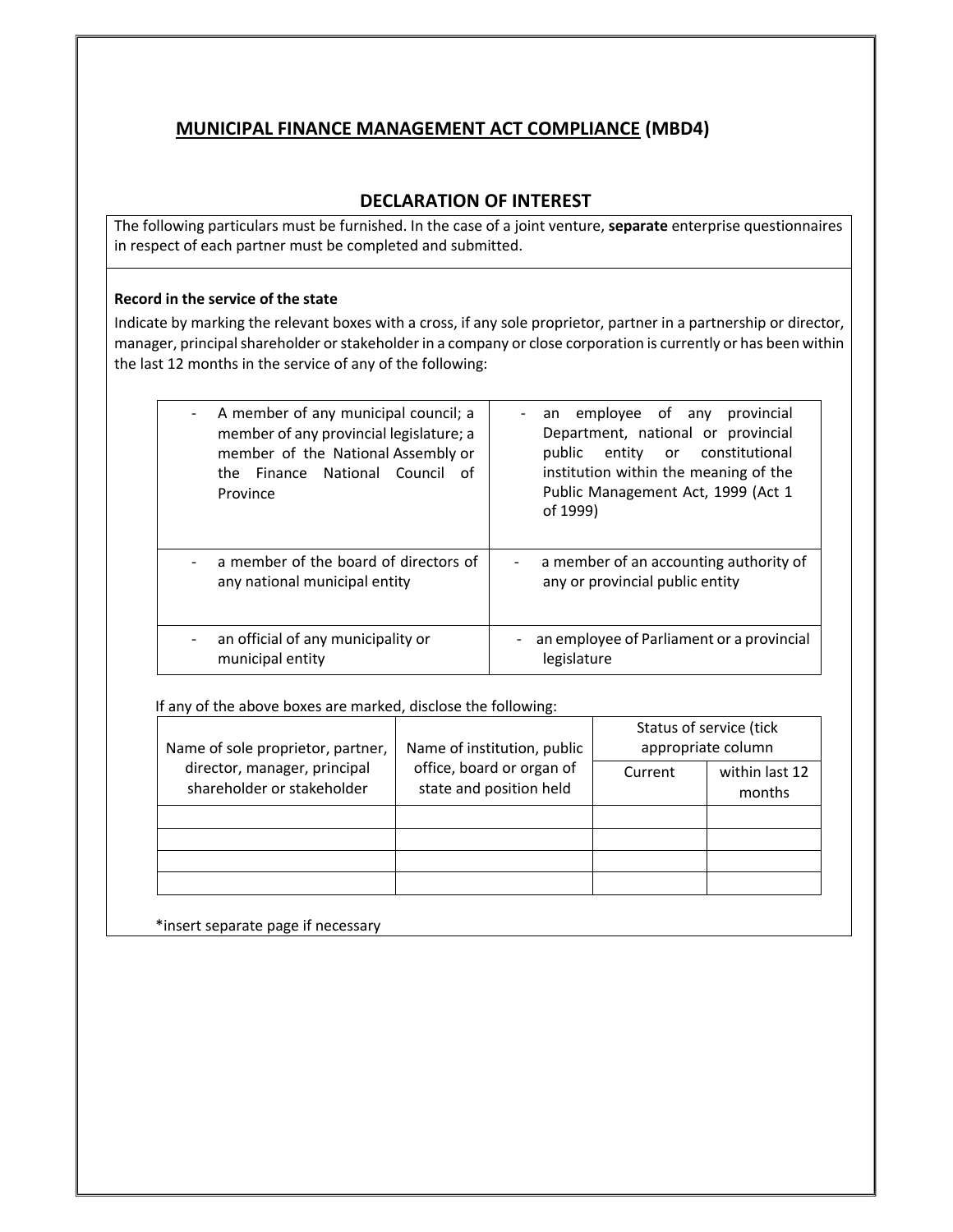## MUNICIPAL FINANCE MANAGEMENT ACT COMPLIANCE (MBD4)

### DECLARATION OF INTEREST

The following particulars must be furnished. In the case of a joint venture, **separate** enterprise questionnaires in respect of each partner must be completed and submitted.

**Record in the service of the state**

Indicate by marking the relevant boxes with a cross, if any sole proprietor, partner in a partnership or director, manager, principal shareholder or stakeholder in a company or close corporation is currently or has been within the last 12 months in the service of any of the following:

| | |
|---|---|
| - A member of any municipal council; a member of any provincial legislature; a member of the National Assembly or the Finance National Council of Province | - an employee of any provincial Department, national or provincial public entity or constitutional institution within the meaning of the Public Management Act, 1999 (Act 1 of 1999) |
| - a member of the board of directors of any national municipal entity | - a member of an accounting authority of any or provincial public entity |
| - an official of any municipality or municipal entity | - an employee of Parliament or a provincial legislature |

If any of the above boxes are marked, disclose the following:

| Name of sole proprietor, partner, director, manager, principal shareholder or stakeholder | Name of institution, public office, board or organ of state and position held | Status of service (tick appropriate column | |
|---|---|---|---|
| | | Current | within last 12 months |
| | | | |
| | | | |
| | | | |
| | | | |

*insert separate page if necessary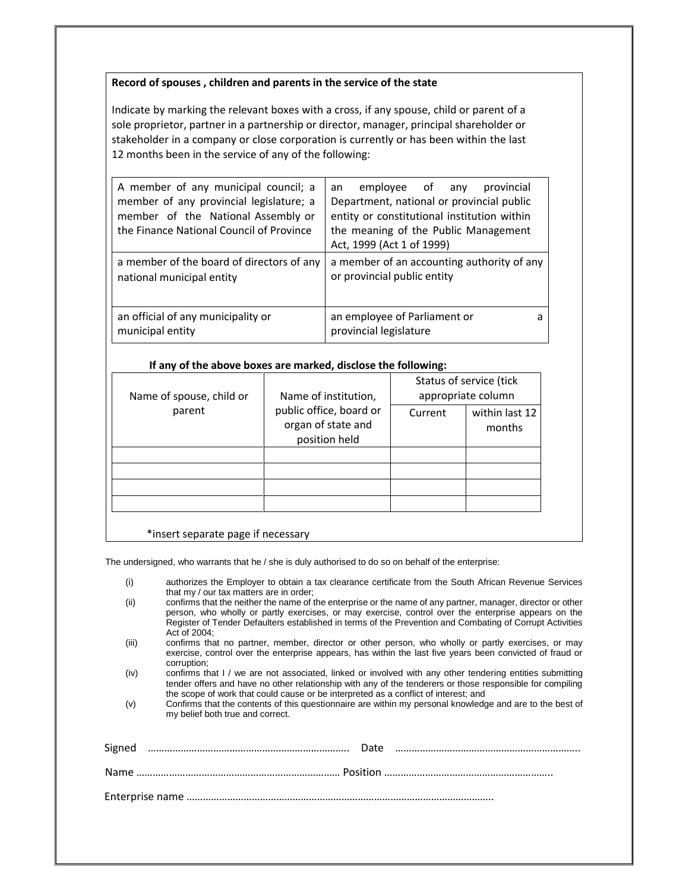**Record of spouses , children and parents in the service of the state**

Indicate by marking the relevant boxes with a cross, if any spouse, child or parent of a sole proprietor, partner in a partnership or director, manager, principal shareholder or stakeholder in a company or close corporation is currently or has been within the last 12 months been in the service of any of the following:

| | |
|---|---|
| A member of any municipal council; a member of any provincial legislature; a member of the National Assembly or the Finance National Council of Province | an employee of any provincial Department, national or provincial public entity or constitutional institution within the meaning of the Public Management Act, 1999 (Act 1 of 1999) |
| a member of the board of directors of any national municipal entity | a member of an accounting authority of any or provincial public entity |
| an official of any municipality or municipal entity | an employee of Parliament or a provincial legislature |

**If any of the above boxes are marked, disclose the following:**

| Name of spouse, child or parent | Name of institution, public office, board or organ of state and position held | Status of service (tick appropriate column | |
|---|---|---|---|
| | | Current | within last 12 months |
| | | | |
| | | | |
| | | | |
| | | | |

*insert separate page if necessary

The undersigned, who warrants that he / she is duly authorised to do so on behalf of the enterprise:

(i) authorizes the Employer to obtain a tax clearance certificate from the South African Revenue Services that my / our tax matters are in order;

(ii) confirms that the neither the name of the enterprise or the name of any partner, manager, director or other person, who wholly or partly exercises, or may exercise, control over the enterprise appears on the Register of Tender Defaulters established in terms of the Prevention and Combating of Corrupt Activities Act of 2004;

(iii) confirms that no partner, member, director or other person, who wholly or partly exercises, or may exercise, control over the enterprise appears, has within the last five years been convicted of fraud or corruption;

(iv) confirms that I / we are not associated, linked or involved with any other tendering entities submitting tender offers and have no other relationship with any of the tenderers or those responsible for compiling the scope of work that could cause or be interpreted as a conflict of interest; and

(v) Confirms that the contents of this questionnaire are within my personal knowledge and are to the best of my belief both true and correct.

Signed ……………………………………………………………….. Date …………………………………………………………..

Name ………………………………………………………………… Position …………………………………………………..

Enterprise name …………………………………………………………………………………………………..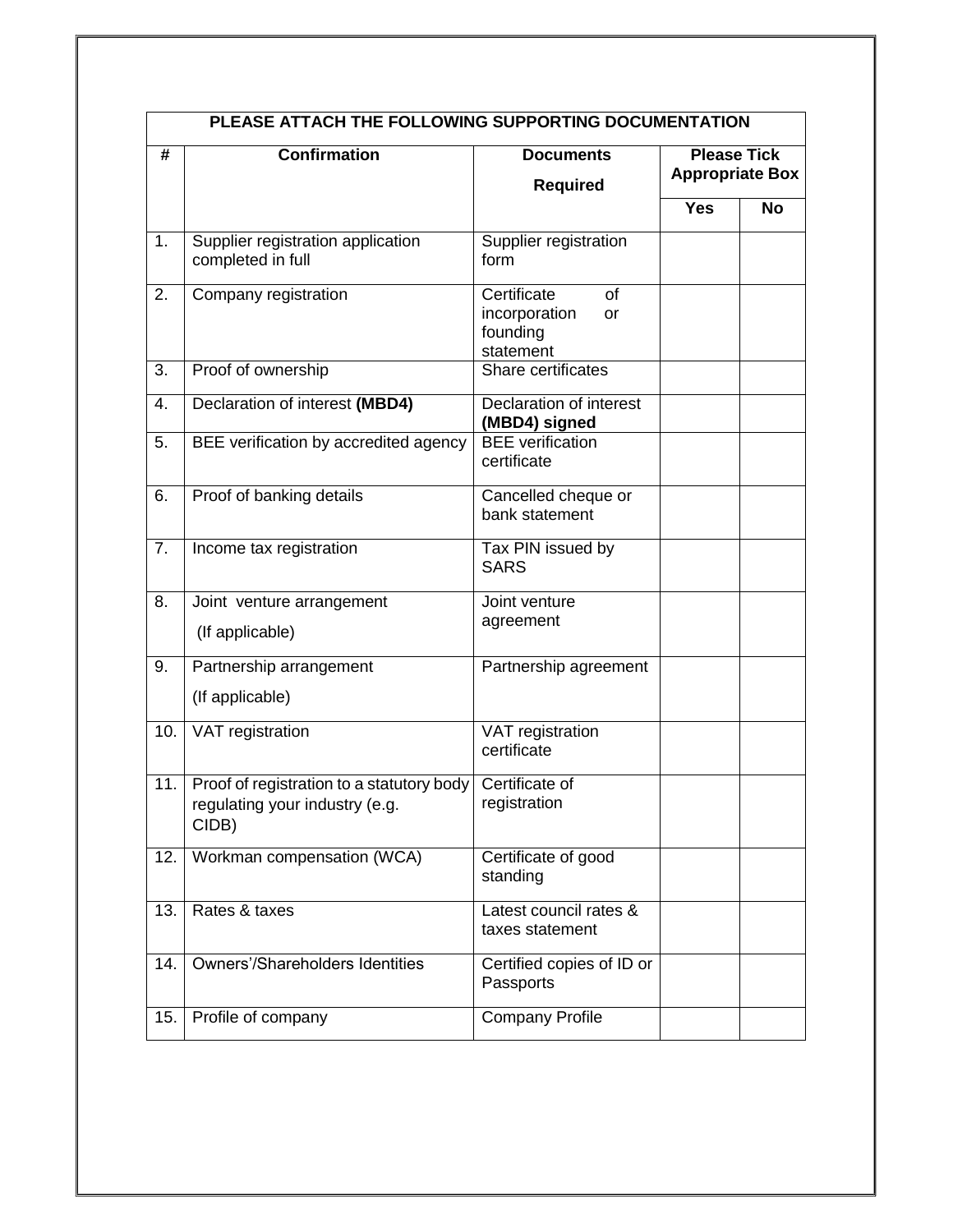| PLEASE ATTACH THE FOLLOWING SUPPORTING DOCUMENTATION | | | | |
|---|---|---|---|---|
| **#** | **Confirmation** | **Documents Required** | **Please Tick Appropriate Box** | |
| | | | **Yes** | **No** |
| 1. | Supplier registration application completed in full | Supplier registration form | | |
| 2. | Company registration | Certificate of incorporation or founding statement | | |
| 3. | Proof of ownership | Share certificates | | |
| 4. | Declaration of interest **(MBD4)** | Declaration of interest **(MBD4) signed** | | |
| 5. | BEE verification by accredited agency | BEE verification certificate | | |
| 6. | Proof of banking details | Cancelled cheque or bank statement | | |
| 7. | Income tax registration | Tax PIN issued by SARS | | |
| 8. | Joint venture arrangement (If applicable) | Joint venture agreement | | |
| 9. | Partnership arrangement (If applicable) | Partnership agreement | | |
| 10. | VAT registration | VAT registration certificate | | |
| 11. | Proof of registration to a statutory body regulating your industry (e.g. CIDB) | Certificate of registration | | |
| 12. | Workman compensation (WCA) | Certificate of good standing | | |
| 13. | Rates & taxes | Latest council rates & taxes statement | | |
| 14. | Owners'/Shareholders Identities | Certified copies of ID or Passports | | |
| 15. | Profile of company | Company Profile | | |